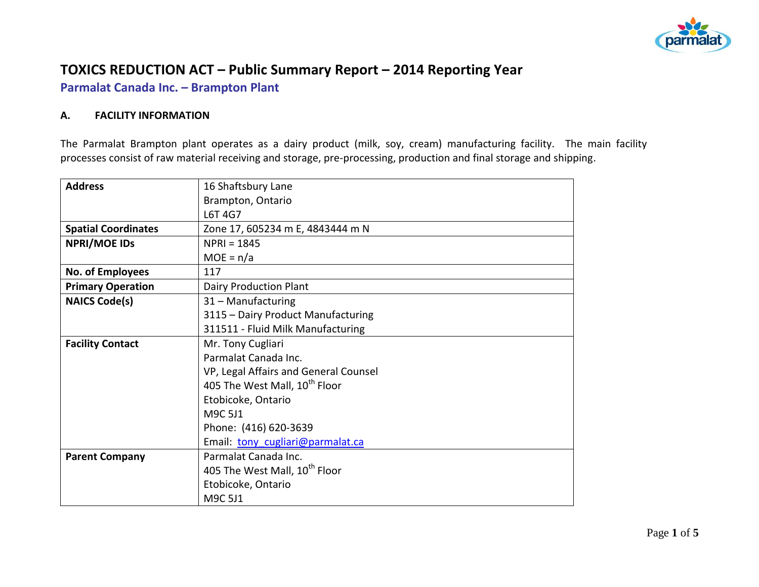# TOXICS REDUCTION ACT – Public Summary Report – 2014 Reporting Year

## Parmalat Canada Inc. – Brampton Plant

### A. FACILITY INFORMATION

The Parmalat Brampton plant operates as a dairy product (milk, soy, cream) manufacturing facility. The main facility processes consist of raw material receiving and storage, pre-processing, production and final storage and shipping.

| | |
|---|---|
| **Address** | 16 Shaftsbury Lane<br>Brampton, Ontario<br>L6T 4G7 |
| **Spatial Coordinates** | Zone 17, 605234 m E, 4843444 m N |
| **NPRI/MOE IDs** | NPRI = 1845<br>MOE = n/a |
| **No. of Employees** | 117 |
| **Primary Operation** | Dairy Production Plant |
| **NAICS Code(s)** | 31 – Manufacturing<br>3115 – Dairy Product Manufacturing<br>311511 - Fluid Milk Manufacturing |
| **Facility Contact** | Mr. Tony Cugliari<br>Parmalat Canada Inc.<br>VP, Legal Affairs and General Counsel<br>405 The West Mall, 10th Floor<br>Etobicoke, Ontario<br>M9C 5J1<br>Phone: (416) 620-3639<br>Email: tony_cugliari@parmalat.ca |
| **Parent Company** | Parmalat Canada Inc.<br>405 The West Mall, 10th Floor<br>Etobicoke, Ontario<br>M9C 5J1 |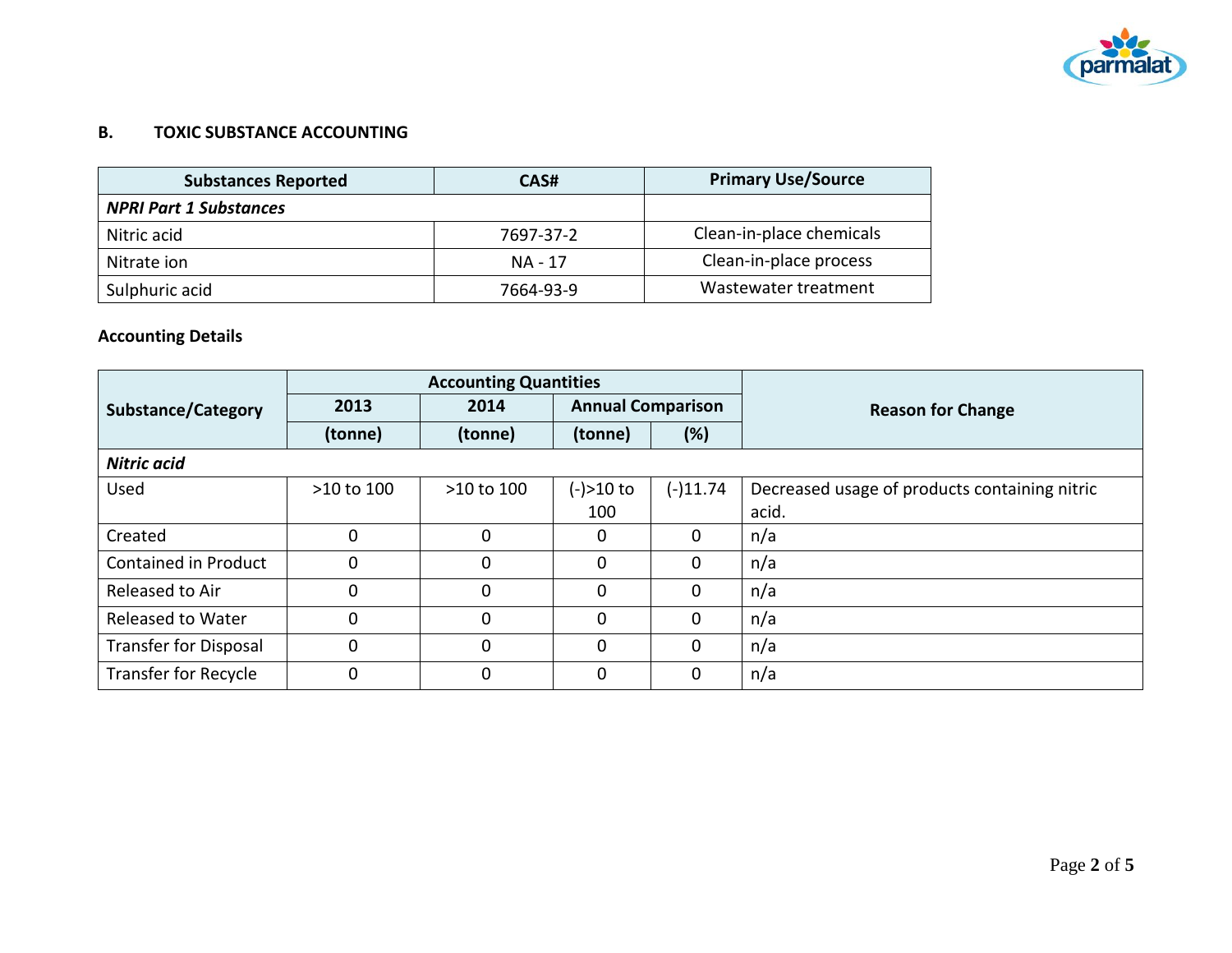## B. TOXIC SUBSTANCE ACCOUNTING

| Substances Reported | CAS# | Primary Use/Source |
|---|---|---|
| ***NPRI Part 1 Substances*** | | |
| Nitric acid | 7697-37-2 | Clean-in-place chemicals |
| Nitrate ion | NA - 17 | Clean-in-place process |
| Sulphuric acid | 7664-93-9 | Wastewater treatment |

**Accounting Details**

| Substance/Category | Accounting Quantities | | | | Reason for Change |
|---|---|---|---|---|---|
| | 2013 | 2014 | Annual Comparison | | |
| | (tonne) | (tonne) | (tonne) | (%) | |
| ***Nitric acid*** | | | | | |
| Used | >10 to 100 | >10 to 100 | (-)>10 to 100 | (-)11.74 | Decreased usage of products containing nitric acid. |
| Created | 0 | 0 | 0 | 0 | n/a |
| Contained in Product | 0 | 0 | 0 | 0 | n/a |
| Released to Air | 0 | 0 | 0 | 0 | n/a |
| Released to Water | 0 | 0 | 0 | 0 | n/a |
| Transfer for Disposal | 0 | 0 | 0 | 0 | n/a |
| Transfer for Recycle | 0 | 0 | 0 | 0 | n/a |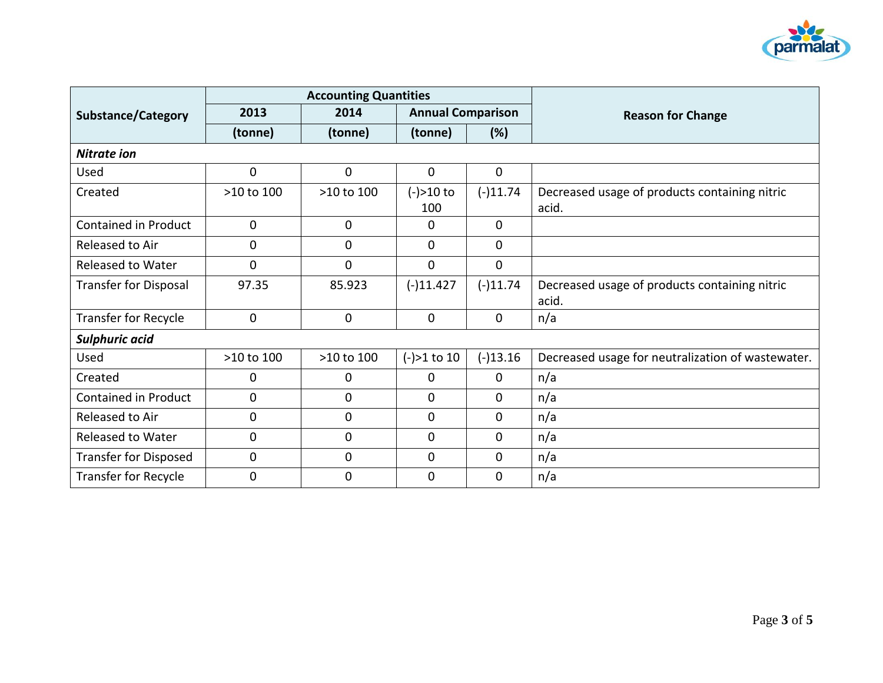| Substance/Category | Accounting Quantities | | | | Reason for Change |
|---|---|---|---|---|---|
| | 2013 | 2014 | Annual Comparison | | |
| | (tonne) | (tonne) | (tonne) | (%) | |
| ***Nitrate ion*** | | | | | |
| Used | 0 | 0 | 0 | 0 | |
| Created | >10 to 100 | >10 to 100 | (-)>10 to 100 | (-)11.74 | Decreased usage of products containing nitric acid. |
| Contained in Product | 0 | 0 | 0 | 0 | |
| Released to Air | 0 | 0 | 0 | 0 | |
| Released to Water | 0 | 0 | 0 | 0 | |
| Transfer for Disposal | 97.35 | 85.923 | (-)11.427 | (-)11.74 | Decreased usage of products containing nitric acid. |
| Transfer for Recycle | 0 | 0 | 0 | 0 | n/a |
| ***Sulphuric acid*** | | | | | |
| Used | >10 to 100 | >10 to 100 | (-)>1 to 10 | (-)13.16 | Decreased usage for neutralization of wastewater. |
| Created | 0 | 0 | 0 | 0 | n/a |
| Contained in Product | 0 | 0 | 0 | 0 | n/a |
| Released to Air | 0 | 0 | 0 | 0 | n/a |
| Released to Water | 0 | 0 | 0 | 0 | n/a |
| Transfer for Disposed | 0 | 0 | 0 | 0 | n/a |
| Transfer for Recycle | 0 | 0 | 0 | 0 | n/a |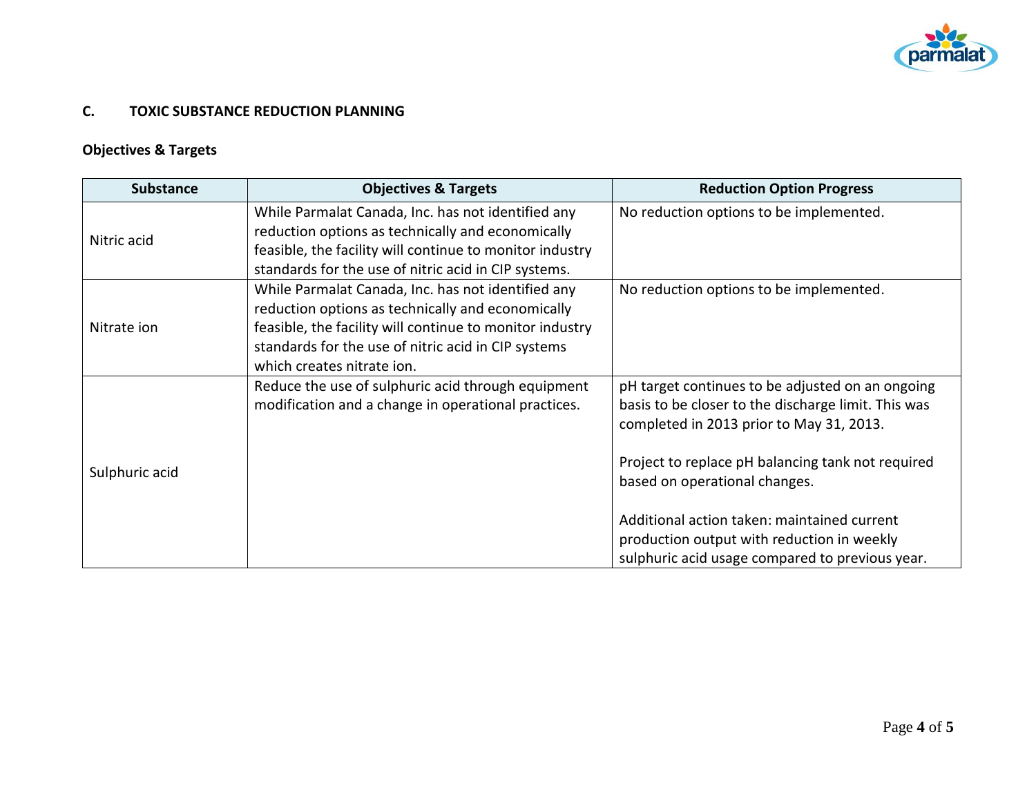## C. TOXIC SUBSTANCE REDUCTION PLANNING

### Objectives & Targets

| Substance | Objectives & Targets | Reduction Option Progress |
|---|---|---|
| Nitric acid | While Parmalat Canada, Inc. has not identified any reduction options as technically and economically feasible, the facility will continue to monitor industry standards for the use of nitric acid in CIP systems. | No reduction options to be implemented. |
| Nitrate ion | While Parmalat Canada, Inc. has not identified any reduction options as technically and economically feasible, the facility will continue to monitor industry standards for the use of nitric acid in CIP systems which creates nitrate ion. | No reduction options to be implemented. |
| Sulphuric acid | Reduce the use of sulphuric acid through equipment modification and a change in operational practices. | pH target continues to be adjusted on an ongoing basis to be closer to the discharge limit. This was completed in 2013 prior to May 31, 2013.<br><br>Project to replace pH balancing tank not required based on operational changes.<br><br>Additional action taken: maintained current production output with reduction in weekly sulphuric acid usage compared to previous year. |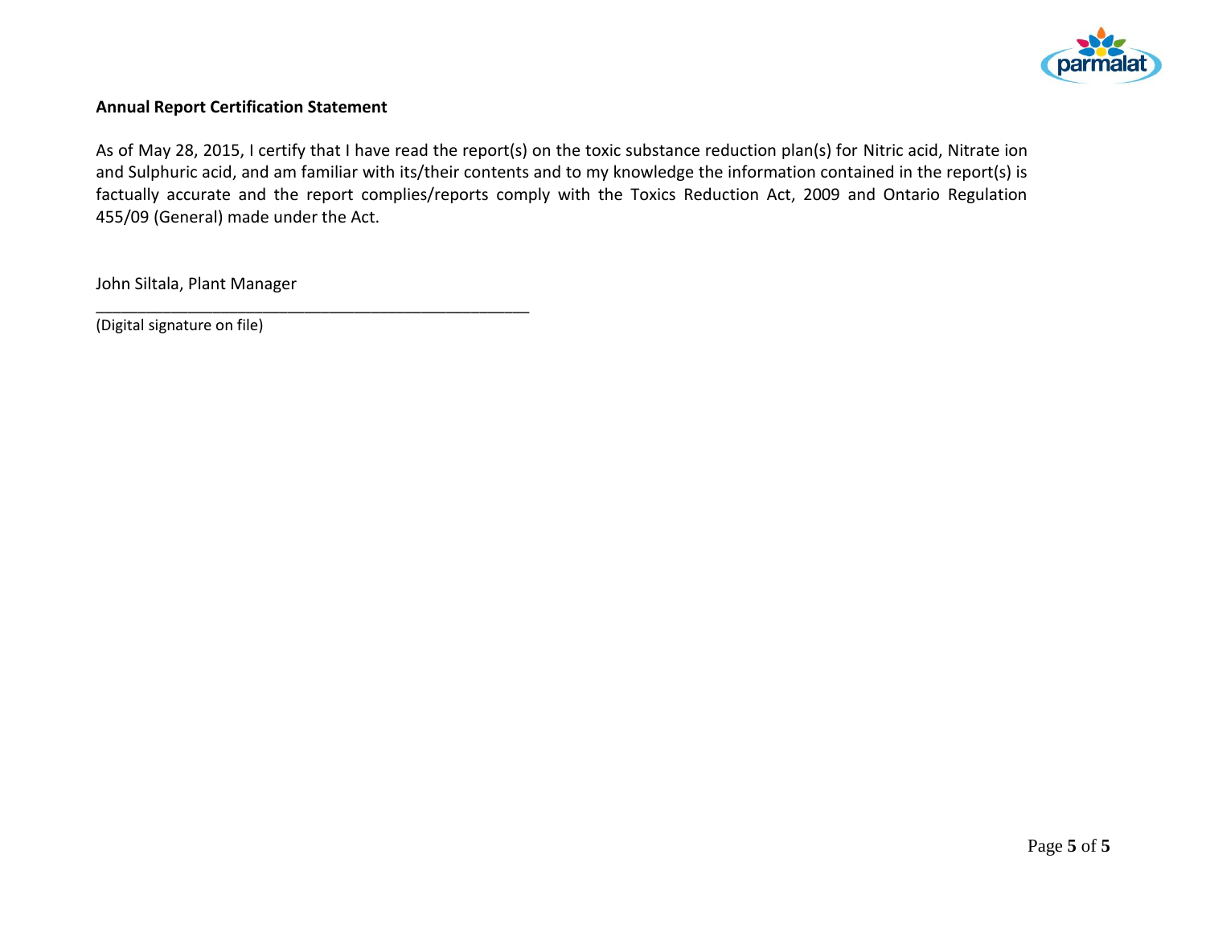**Annual Report Certification Statement**

As of May 28, 2015, I certify that I have read the report(s) on the toxic substance reduction plan(s) for Nitric acid, Nitrate ion and Sulphuric acid, and am familiar with its/their contents and to my knowledge the information contained in the report(s) is factually accurate and the report complies/reports comply with the Toxics Reduction Act, 2009 and Ontario Regulation 455/09 (General) made under the Act.

John Siltala, Plant Manager

\_\_\_\_\_\_\_\_\_\_\_\_\_\_\_\_\_\_\_\_\_\_\_\_\_\_\_\_\_\_\_\_\_\_\_\_\_\_\_\_\_\_\_\_\_\_\_\_\_\_

(Digital signature on file)